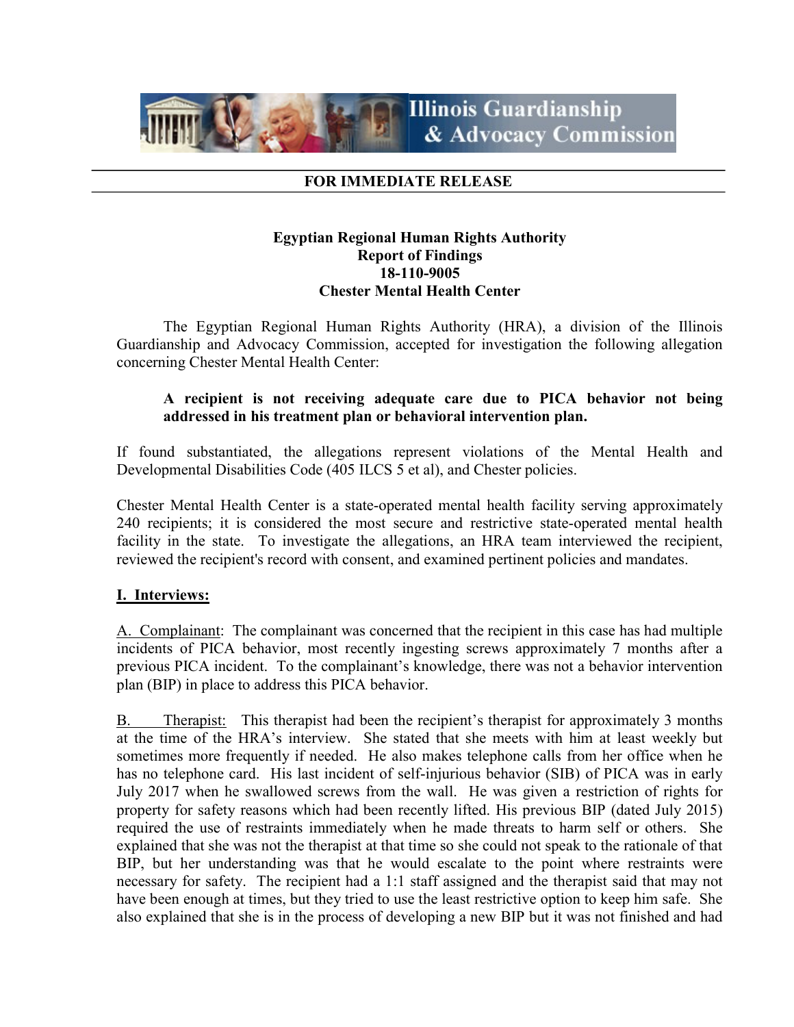Illinois Guardianship & Advocacy Commission

**FOR IMMEDIATE RELEASE**

**Egyptian Regional Human Rights Authority**
**Report of Findings**
**18-110-9005**
**Chester Mental Health Center**

The Egyptian Regional Human Rights Authority (HRA), a division of the Illinois Guardianship and Advocacy Commission, accepted for investigation the following allegation concerning Chester Mental Health Center:

> **A recipient is not receiving adequate care due to PICA behavior not being addressed in his treatment plan or behavioral intervention plan.**

If found substantiated, the allegations represent violations of the Mental Health and Developmental Disabilities Code (405 ILCS 5 et al), and Chester policies.

Chester Mental Health Center is a state-operated mental health facility serving approximately 240 recipients; it is considered the most secure and restrictive state-operated mental health facility in the state. To investigate the allegations, an HRA team interviewed the recipient, reviewed the recipient's record with consent, and examined pertinent policies and mandates.

## I. Interviews:

A. Complainant: The complainant was concerned that the recipient in this case has had multiple incidents of PICA behavior, most recently ingesting screws approximately 7 months after a previous PICA incident. To the complainant's knowledge, there was not a behavior intervention plan (BIP) in place to address this PICA behavior.

B. Therapist: This therapist had been the recipient's therapist for approximately 3 months at the time of the HRA's interview. She stated that she meets with him at least weekly but sometimes more frequently if needed. He also makes telephone calls from her office when he has no telephone card. His last incident of self-injurious behavior (SIB) of PICA was in early July 2017 when he swallowed screws from the wall. He was given a restriction of rights for property for safety reasons which had been recently lifted. His previous BIP (dated July 2015) required the use of restraints immediately when he made threats to harm self or others. She explained that she was not the therapist at that time so she could not speak to the rationale of that BIP, but her understanding was that he would escalate to the point where restraints were necessary for safety. The recipient had a 1:1 staff assigned and the therapist said that may not have been enough at times, but they tried to use the least restrictive option to keep him safe. She also explained that she is in the process of developing a new BIP but it was not finished and had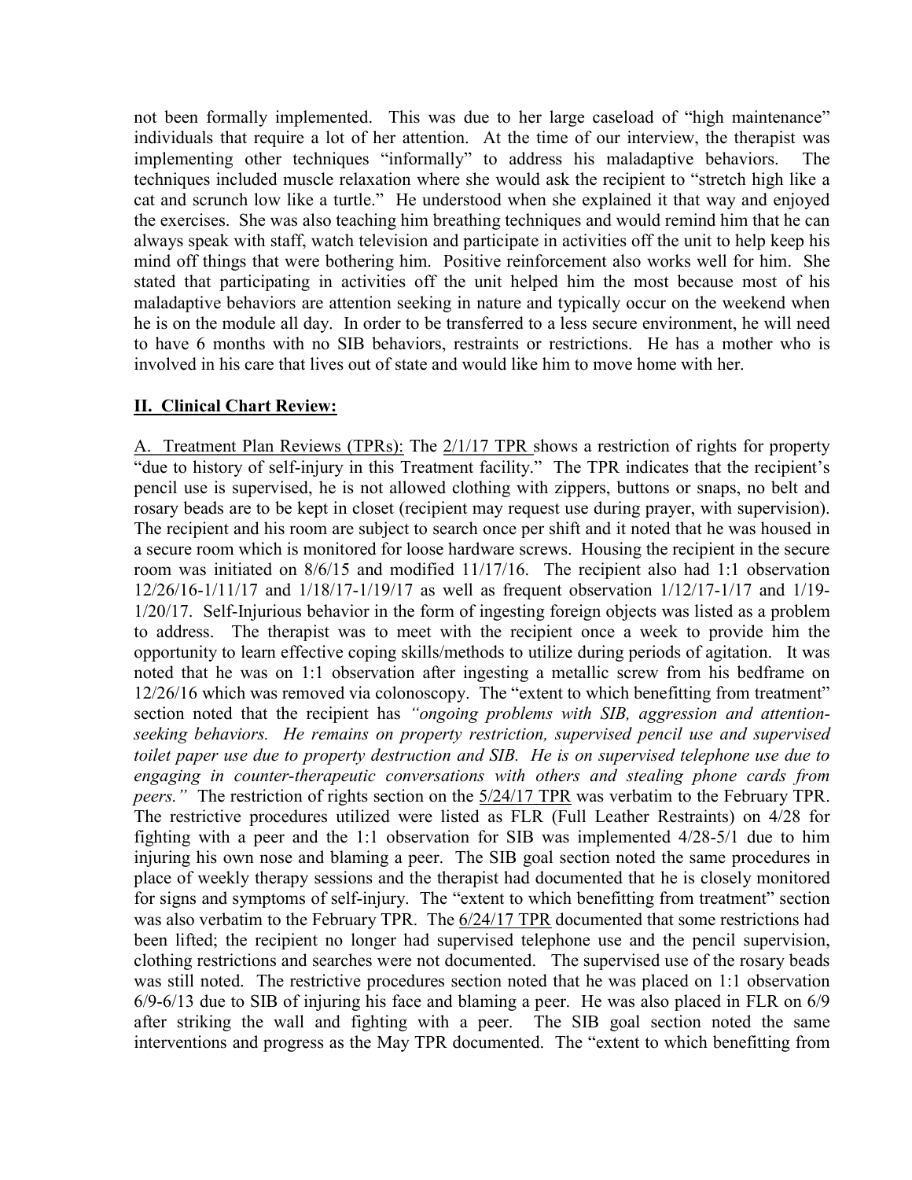not been formally implemented. This was due to her large caseload of "high maintenance" individuals that require a lot of her attention. At the time of our interview, the therapist was implementing other techniques "informally" to address his maladaptive behaviors. The techniques included muscle relaxation where she would ask the recipient to "stretch high like a cat and scrunch low like a turtle." He understood when she explained it that way and enjoyed the exercises. She was also teaching him breathing techniques and would remind him that he can always speak with staff, watch television and participate in activities off the unit to help keep his mind off things that were bothering him. Positive reinforcement also works well for him. She stated that participating in activities off the unit helped him the most because most of his maladaptive behaviors are attention seeking in nature and typically occur on the weekend when he is on the module all day. In order to be transferred to a less secure environment, he will need to have 6 months with no SIB behaviors, restraints or restrictions. He has a mother who is involved in his care that lives out of state and would like him to move home with her.

## II. Clinical Chart Review:

A. Treatment Plan Reviews (TPRs): The 2/1/17 TPR shows a restriction of rights for property "due to history of self-injury in this Treatment facility." The TPR indicates that the recipient's pencil use is supervised, he is not allowed clothing with zippers, buttons or snaps, no belt and rosary beads are to be kept in closet (recipient may request use during prayer, with supervision). The recipient and his room are subject to search once per shift and it noted that he was housed in a secure room which is monitored for loose hardware screws. Housing the recipient in the secure room was initiated on 8/6/15 and modified 11/17/16. The recipient also had 1:1 observation 12/26/16-1/11/17 and 1/18/17-1/19/17 as well as frequent observation 1/12/17-1/17 and 1/19-1/20/17. Self-Injurious behavior in the form of ingesting foreign objects was listed as a problem to address. The therapist was to meet with the recipient once a week to provide him the opportunity to learn effective coping skills/methods to utilize during periods of agitation. It was noted that he was on 1:1 observation after ingesting a metallic screw from his bedframe on 12/26/16 which was removed via colonoscopy. The "extent to which benefitting from treatment" section noted that the recipient has *"ongoing problems with SIB, aggression and attention-seeking behaviors. He remains on property restriction, supervised pencil use and supervised toilet paper use due to property destruction and SIB. He is on supervised telephone use due to engaging in counter-therapeutic conversations with others and stealing phone cards from peers."* The restriction of rights section on the 5/24/17 TPR was verbatim to the February TPR. The restrictive procedures utilized were listed as FLR (Full Leather Restraints) on 4/28 for fighting with a peer and the 1:1 observation for SIB was implemented 4/28-5/1 due to him injuring his own nose and blaming a peer. The SIB goal section noted the same procedures in place of weekly therapy sessions and the therapist had documented that he is closely monitored for signs and symptoms of self-injury. The "extent to which benefitting from treatment" section was also verbatim to the February TPR. The 6/24/17 TPR documented that some restrictions had been lifted; the recipient no longer had supervised telephone use and the pencil supervision, clothing restrictions and searches were not documented. The supervised use of the rosary beads was still noted. The restrictive procedures section noted that he was placed on 1:1 observation 6/9-6/13 due to SIB of injuring his face and blaming a peer. He was also placed in FLR on 6/9 after striking the wall and fighting with a peer. The SIB goal section noted the same interventions and progress as the May TPR documented. The "extent to which benefitting from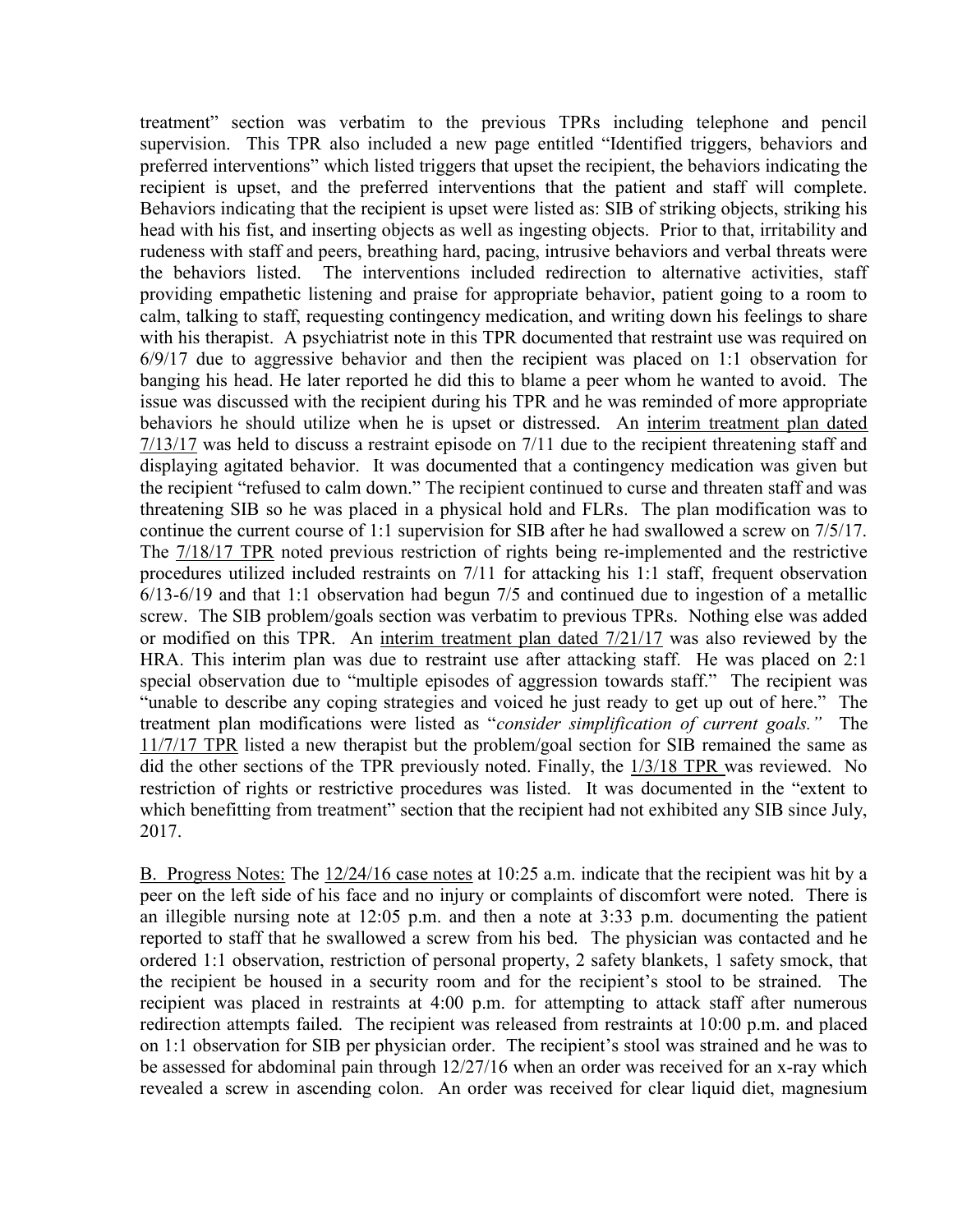treatment" section was verbatim to the previous TPRs including telephone and pencil supervision. This TPR also included a new page entitled "Identified triggers, behaviors and preferred interventions" which listed triggers that upset the recipient, the behaviors indicating the recipient is upset, and the preferred interventions that the patient and staff will complete. Behaviors indicating that the recipient is upset were listed as: SIB of striking objects, striking his head with his fist, and inserting objects as well as ingesting objects. Prior to that, irritability and rudeness with staff and peers, breathing hard, pacing, intrusive behaviors and verbal threats were the behaviors listed. The interventions included redirection to alternative activities, staff providing empathetic listening and praise for appropriate behavior, patient going to a room to calm, talking to staff, requesting contingency medication, and writing down his feelings to share with his therapist. A psychiatrist note in this TPR documented that restraint use was required on 6/9/17 due to aggressive behavior and then the recipient was placed on 1:1 observation for banging his head. He later reported he did this to blame a peer whom he wanted to avoid. The issue was discussed with the recipient during his TPR and he was reminded of more appropriate behaviors he should utilize when he is upset or distressed. An <u>interim treatment plan dated 7/13/17</u> was held to discuss a restraint episode on 7/11 due to the recipient threatening staff and displaying agitated behavior. It was documented that a contingency medication was given but the recipient "refused to calm down." The recipient continued to curse and threaten staff and was threatening SIB so he was placed in a physical hold and FLRs. The plan modification was to continue the current course of 1:1 supervision for SIB after he had swallowed a screw on 7/5/17. The <u>7/18/17 TPR</u> noted previous restriction of rights being re-implemented and the restrictive procedures utilized included restraints on 7/11 for attacking his 1:1 staff, frequent observation 6/13-6/19 and that 1:1 observation had begun 7/5 and continued due to ingestion of a metallic screw. The SIB problem/goals section was verbatim to previous TPRs. Nothing else was added or modified on this TPR. An <u>interim treatment plan dated 7/21/17</u> was also reviewed by the HRA. This interim plan was due to restraint use after attacking staff. He was placed on 2:1 special observation due to "multiple episodes of aggression towards staff." The recipient was "unable to describe any coping strategies and voiced he just ready to get up out of here." The treatment plan modifications were listed as "*consider simplification of current goals.*" The <u>11/7/17 TPR</u> listed a new therapist but the problem/goal section for SIB remained the same as did the other sections of the TPR previously noted. Finally, the <u>1/3/18 TPR</u> was reviewed. No restriction of rights or restrictive procedures was listed. It was documented in the "extent to which benefitting from treatment" section that the recipient had not exhibited any SIB since July, 2017.

<u>B. Progress Notes:</u> The <u>12/24/16 case notes</u> at 10:25 a.m. indicate that the recipient was hit by a peer on the left side of his face and no injury or complaints of discomfort were noted. There is an illegible nursing note at 12:05 p.m. and then a note at 3:33 p.m. documenting the patient reported to staff that he swallowed a screw from his bed. The physician was contacted and he ordered 1:1 observation, restriction of personal property, 2 safety blankets, 1 safety smock, that the recipient be housed in a security room and for the recipient's stool to be strained. The recipient was placed in restraints at 4:00 p.m. for attempting to attack staff after numerous redirection attempts failed. The recipient was released from restraints at 10:00 p.m. and placed on 1:1 observation for SIB per physician order. The recipient's stool was strained and he was to be assessed for abdominal pain through 12/27/16 when an order was received for an x-ray which revealed a screw in ascending colon. An order was received for clear liquid diet, magnesium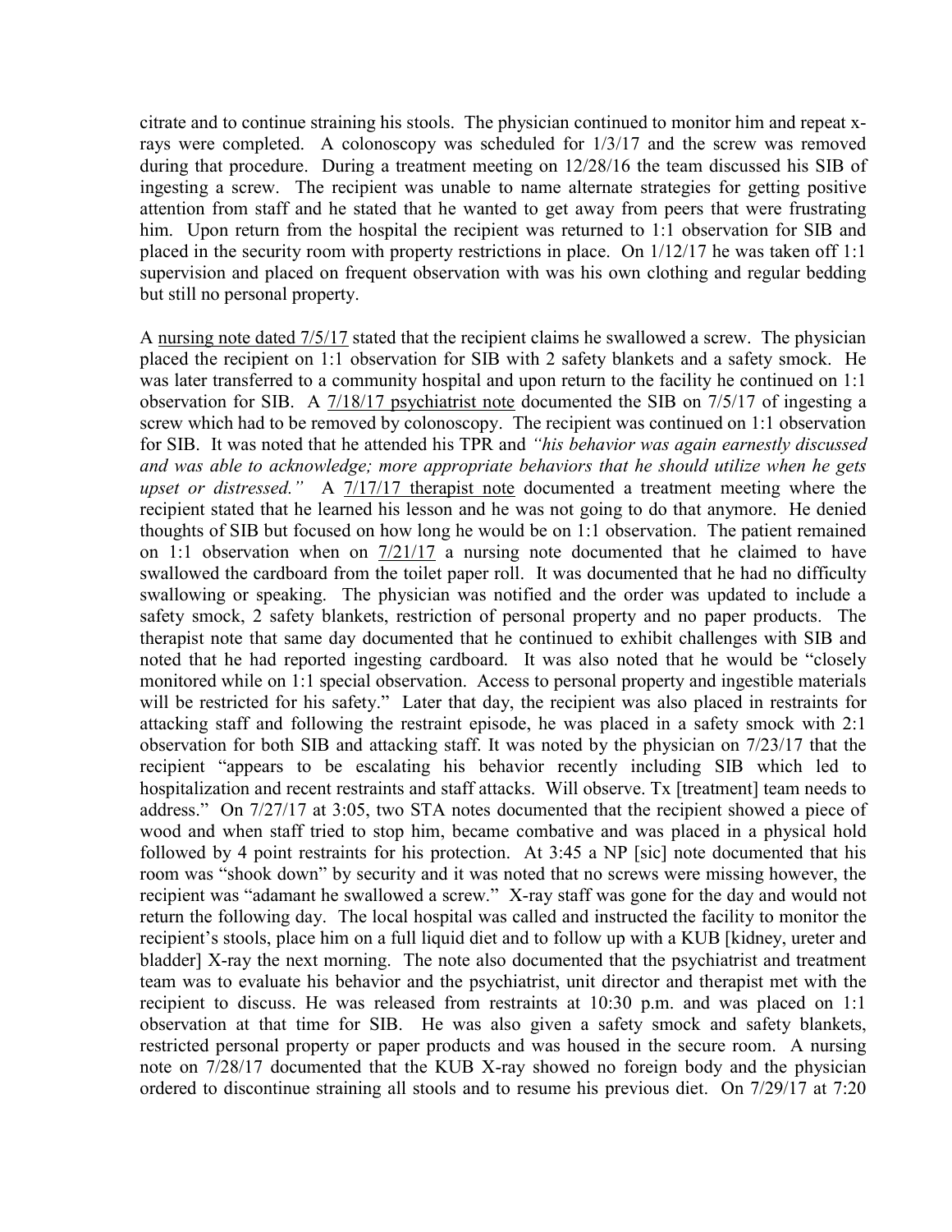citrate and to continue straining his stools. The physician continued to monitor him and repeat x-rays were completed. A colonoscopy was scheduled for 1/3/17 and the screw was removed during that procedure. During a treatment meeting on 12/28/16 the team discussed his SIB of ingesting a screw. The recipient was unable to name alternate strategies for getting positive attention from staff and he stated that he wanted to get away from peers that were frustrating him. Upon return from the hospital the recipient was returned to 1:1 observation for SIB and placed in the security room with property restrictions in place. On 1/12/17 he was taken off 1:1 supervision and placed on frequent observation with was his own clothing and regular bedding but still no personal property.

A nursing note dated 7/5/17 stated that the recipient claims he swallowed a screw. The physician placed the recipient on 1:1 observation for SIB with 2 safety blankets and a safety smock. He was later transferred to a community hospital and upon return to the facility he continued on 1:1 observation for SIB. A 7/18/17 psychiatrist note documented the SIB on 7/5/17 of ingesting a screw which had to be removed by colonoscopy. The recipient was continued on 1:1 observation for SIB. It was noted that he attended his TPR and *"his behavior was again earnestly discussed and was able to acknowledge; more appropriate behaviors that he should utilize when he gets upset or distressed."* A 7/17/17 therapist note documented a treatment meeting where the recipient stated that he learned his lesson and he was not going to do that anymore. He denied thoughts of SIB but focused on how long he would be on 1:1 observation. The patient remained on 1:1 observation when on 7/21/17 a nursing note documented that he claimed to have swallowed the cardboard from the toilet paper roll. It was documented that he had no difficulty swallowing or speaking. The physician was notified and the order was updated to include a safety smock, 2 safety blankets, restriction of personal property and no paper products. The therapist note that same day documented that he continued to exhibit challenges with SIB and noted that he had reported ingesting cardboard. It was also noted that he would be "closely monitored while on 1:1 special observation. Access to personal property and ingestible materials will be restricted for his safety." Later that day, the recipient was also placed in restraints for attacking staff and following the restraint episode, he was placed in a safety smock with 2:1 observation for both SIB and attacking staff. It was noted by the physician on 7/23/17 that the recipient "appears to be escalating his behavior recently including SIB which led to hospitalization and recent restraints and staff attacks. Will observe. Tx [treatment] team needs to address." On 7/27/17 at 3:05, two STA notes documented that the recipient showed a piece of wood and when staff tried to stop him, became combative and was placed in a physical hold followed by 4 point restraints for his protection. At 3:45 a NP [sic] note documented that his room was "shook down" by security and it was noted that no screws were missing however, the recipient was "adamant he swallowed a screw." X-ray staff was gone for the day and would not return the following day. The local hospital was called and instructed the facility to monitor the recipient's stools, place him on a full liquid diet and to follow up with a KUB [kidney, ureter and bladder] X-ray the next morning. The note also documented that the psychiatrist and treatment team was to evaluate his behavior and the psychiatrist, unit director and therapist met with the recipient to discuss. He was released from restraints at 10:30 p.m. and was placed on 1:1 observation at that time for SIB. He was also given a safety smock and safety blankets, restricted personal property or paper products and was housed in the secure room. A nursing note on 7/28/17 documented that the KUB X-ray showed no foreign body and the physician ordered to discontinue straining all stools and to resume his previous diet. On 7/29/17 at 7:20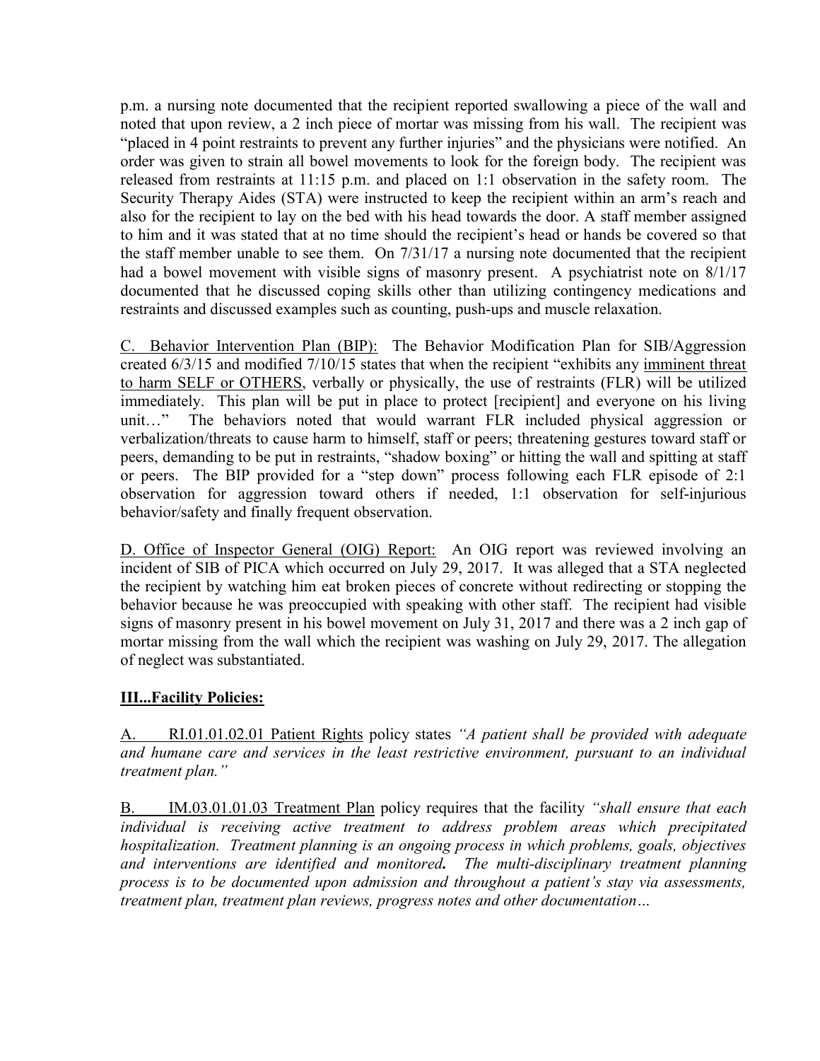p.m. a nursing note documented that the recipient reported swallowing a piece of the wall and noted that upon review, a 2 inch piece of mortar was missing from his wall. The recipient was "placed in 4 point restraints to prevent any further injuries" and the physicians were notified. An order was given to strain all bowel movements to look for the foreign body. The recipient was released from restraints at 11:15 p.m. and placed on 1:1 observation in the safety room. The Security Therapy Aides (STA) were instructed to keep the recipient within an arm's reach and also for the recipient to lay on the bed with his head towards the door. A staff member assigned to him and it was stated that at no time should the recipient's head or hands be covered so that the staff member unable to see them. On 7/31/17 a nursing note documented that the recipient had a bowel movement with visible signs of masonry present. A psychiatrist note on 8/1/17 documented that he discussed coping skills other than utilizing contingency medications and restraints and discussed examples such as counting, push-ups and muscle relaxation.

<u>C. Behavior Intervention Plan (BIP):</u> The Behavior Modification Plan for SIB/Aggression created 6/3/15 and modified 7/10/15 states that when the recipient "exhibits any <u>imminent threat to harm SELF or OTHERS</u>, verbally or physically, the use of restraints (FLR) will be utilized immediately. This plan will be put in place to protect [recipient] and everyone on his living unit…" The behaviors noted that would warrant FLR included physical aggression or verbalization/threats to cause harm to himself, staff or peers; threatening gestures toward staff or peers, demanding to be put in restraints, "shadow boxing" or hitting the wall and spitting at staff or peers. The BIP provided for a "step down" process following each FLR episode of 2:1 observation for aggression toward others if needed, 1:1 observation for self-injurious behavior/safety and finally frequent observation.

<u>D. Office of Inspector General (OIG) Report:</u> An OIG report was reviewed involving an incident of SIB of PICA which occurred on July 29, 2017. It was alleged that a STA neglected the recipient by watching him eat broken pieces of concrete without redirecting or stopping the behavior because he was preoccupied with speaking with other staff. The recipient had visible signs of masonry present in his bowel movement on July 31, 2017 and there was a 2 inch gap of mortar missing from the wall which the recipient was washing on July 29, 2017. The allegation of neglect was substantiated.

## <u>III...Facility Policies:</u>

<u>A. RI.01.01.02.01 Patient Rights</u> policy states *"A patient shall be provided with adequate and humane care and services in the least restrictive environment, pursuant to an individual treatment plan."*

<u>B. IM.03.01.01.03 Treatment Plan</u> policy requires that the facility *"shall ensure that each individual is receiving active treatment to address problem areas which precipitated hospitalization. Treatment planning is an ongoing process in which problems, goals, objectives and interventions are identified and monitored.* ***.*** *The multi-disciplinary treatment planning process is to be documented upon admission and throughout a patient's stay via assessments, treatment plan, treatment plan reviews, progress notes and other documentation…*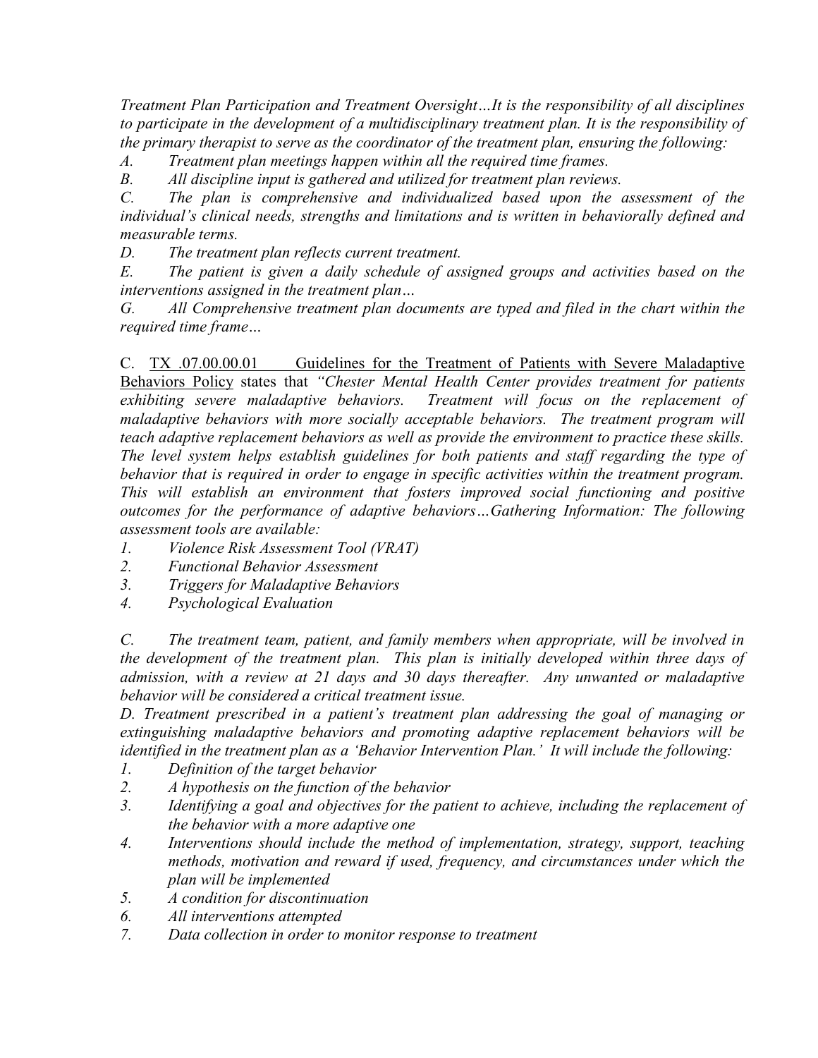*Treatment Plan Participation and Treatment Oversight…It is the responsibility of all disciplines to participate in the development of a multidisciplinary treatment plan. It is the responsibility of the primary therapist to serve as the coordinator of the treatment plan, ensuring the following:*

*A. Treatment plan meetings happen within all the required time frames.*

*B. All discipline input is gathered and utilized for treatment plan reviews.*

*C. The plan is comprehensive and individualized based upon the assessment of the individual's clinical needs, strengths and limitations and is written in behaviorally defined and measurable terms.*

*D. The treatment plan reflects current treatment.*

*E. The patient is given a daily schedule of assigned groups and activities based on the interventions assigned in the treatment plan…*

*G. All Comprehensive treatment plan documents are typed and filed in the chart within the required time frame…*

C. <u>TX .07.00.00.01 Guidelines for the Treatment of Patients with Severe Maladaptive Behaviors Policy</u> states that *"Chester Mental Health Center provides treatment for patients exhibiting severe maladaptive behaviors. Treatment will focus on the replacement of maladaptive behaviors with more socially acceptable behaviors. The treatment program will teach adaptive replacement behaviors as well as provide the environment to practice these skills. The level system helps establish guidelines for both patients and staff regarding the type of behavior that is required in order to engage in specific activities within the treatment program. This will establish an environment that fosters improved social functioning and positive outcomes for the performance of adaptive behaviors…Gathering Information: The following assessment tools are available:*

1. *Violence Risk Assessment Tool (VRAT)*
2. *Functional Behavior Assessment*
3. *Triggers for Maladaptive Behaviors*
4. *Psychological Evaluation*

*C. The treatment team, patient, and family members when appropriate, will be involved in the development of the treatment plan. This plan is initially developed within three days of admission, with a review at 21 days and 30 days thereafter. Any unwanted or maladaptive behavior will be considered a critical treatment issue.*

*D. Treatment prescribed in a patient's treatment plan addressing the goal of managing or extinguishing maladaptive behaviors and promoting adaptive replacement behaviors will be identified in the treatment plan as a 'Behavior Intervention Plan.' It will include the following:*

1. *Definition of the target behavior*
2. *A hypothesis on the function of the behavior*
3. *Identifying a goal and objectives for the patient to achieve, including the replacement of the behavior with a more adaptive one*
4. *Interventions should include the method of implementation, strategy, support, teaching methods, motivation and reward if used, frequency, and circumstances under which the plan will be implemented*
5. *A condition for discontinuation*
6. *All interventions attempted*
7. *Data collection in order to monitor response to treatment*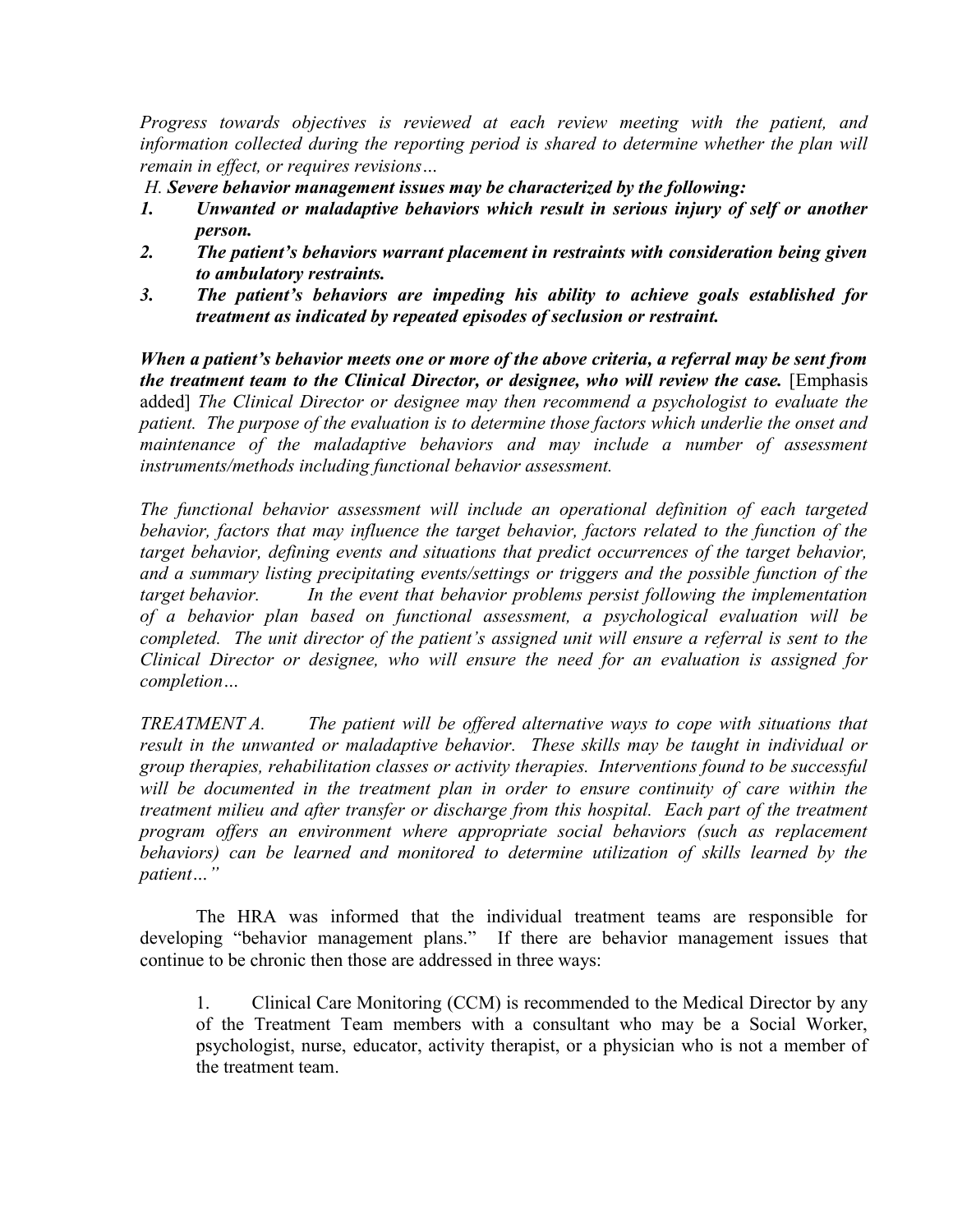*Progress towards objectives is reviewed at each review meeting with the patient, and information collected during the reporting period is shared to determine whether the plan will remain in effect, or requires revisions…*

*H.* ***Severe behavior management issues may be characterized by the following:***

1. ***Unwanted or maladaptive behaviors which result in serious injury of self or another person.***
2. ***The patient's behaviors warrant placement in restraints with consideration being given to ambulatory restraints.***
3. ***The patient's behaviors are impeding his ability to achieve goals established for treatment as indicated by repeated episodes of seclusion or restraint.***

***When a patient's behavior meets one or more of the above criteria, a referral may be sent from the treatment team to the Clinical Director, or designee, who will review the case.*** [Emphasis added] *The Clinical Director or designee may then recommend a psychologist to evaluate the patient. The purpose of the evaluation is to determine those factors which underlie the onset and maintenance of the maladaptive behaviors and may include a number of assessment instruments/methods including functional behavior assessment.*

*The functional behavior assessment will include an operational definition of each targeted behavior, factors that may influence the target behavior, factors related to the function of the target behavior, defining events and situations that predict occurrences of the target behavior, and a summary listing precipitating events/settings or triggers and the possible function of the target behavior. In the event that behavior problems persist following the implementation of a behavior plan based on functional assessment, a psychological evaluation will be completed. The unit director of the patient's assigned unit will ensure a referral is sent to the Clinical Director or designee, who will ensure the need for an evaluation is assigned for completion…*

*TREATMENT A. The patient will be offered alternative ways to cope with situations that result in the unwanted or maladaptive behavior. These skills may be taught in individual or group therapies, rehabilitation classes or activity therapies. Interventions found to be successful will be documented in the treatment plan in order to ensure continuity of care within the treatment milieu and after transfer or discharge from this hospital. Each part of the treatment program offers an environment where appropriate social behaviors (such as replacement behaviors) can be learned and monitored to determine utilization of skills learned by the patient…"*

The HRA was informed that the individual treatment teams are responsible for developing "behavior management plans." If there are behavior management issues that continue to be chronic then those are addressed in three ways:

> 1. Clinical Care Monitoring (CCM) is recommended to the Medical Director by any of the Treatment Team members with a consultant who may be a Social Worker, psychologist, nurse, educator, activity therapist, or a physician who is not a member of the treatment team.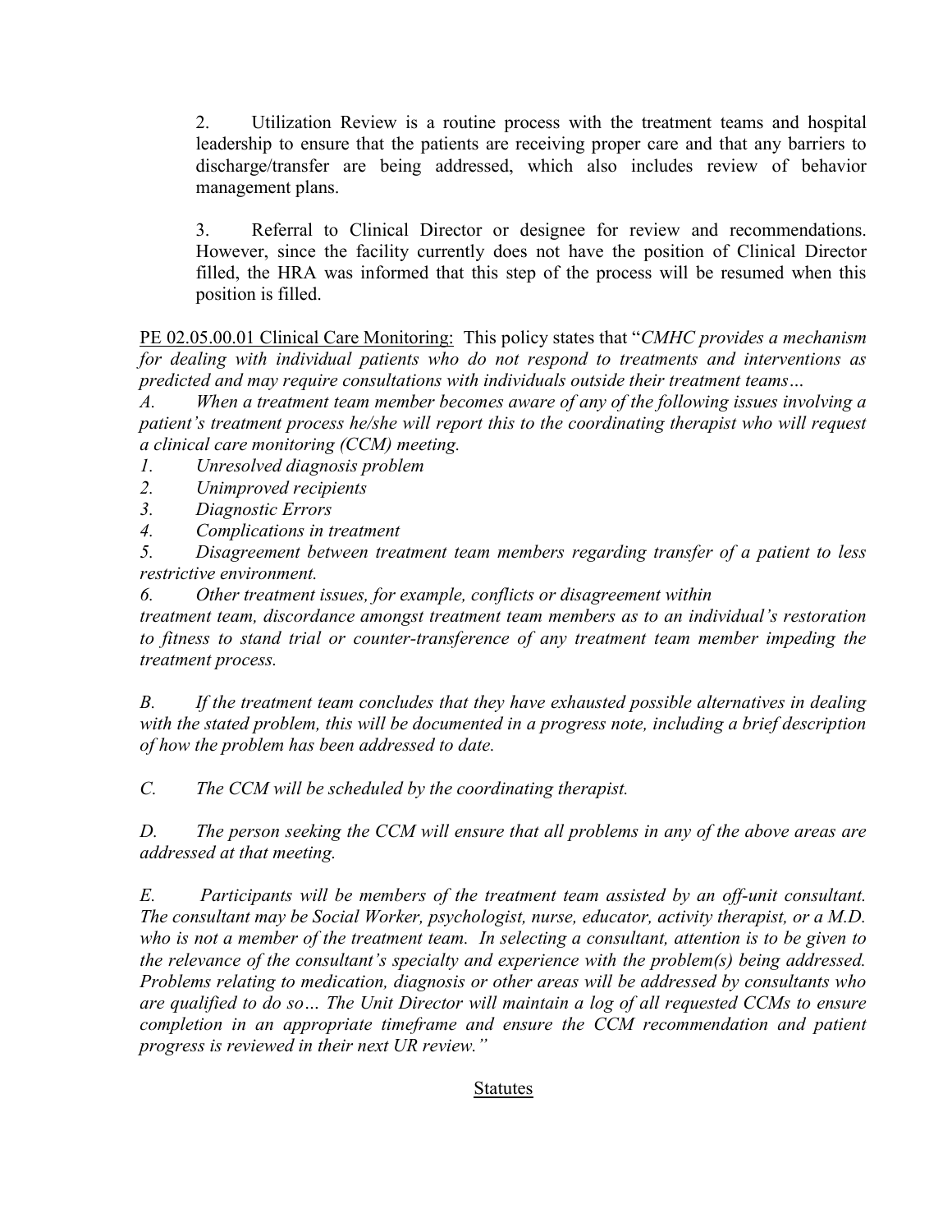2. Utilization Review is a routine process with the treatment teams and hospital leadership to ensure that the patients are receiving proper care and that any barriers to discharge/transfer are being addressed, which also includes review of behavior management plans.

3. Referral to Clinical Director or designee for review and recommendations. However, since the facility currently does not have the position of Clinical Director filled, the HRA was informed that this step of the process will be resumed when this position is filled.

<u>PE 02.05.00.01 Clinical Care Monitoring:</u> This policy states that "*CMHC provides a mechanism for dealing with individual patients who do not respond to treatments and interventions as predicted and may require consultations with individuals outside their treatment teams…*

*A. When a treatment team member becomes aware of any of the following issues involving a patient's treatment process he/she will report this to the coordinating therapist who will request a clinical care monitoring (CCM) meeting.*

*1. Unresolved diagnosis problem*

*2. Unimproved recipients*

*3. Diagnostic Errors*

*4. Complications in treatment*

*5. Disagreement between treatment team members regarding transfer of a patient to less restrictive environment.*

*6. Other treatment issues, for example, conflicts or disagreement within treatment team, discordance amongst treatment team members as to an individual's restoration to fitness to stand trial or counter-transference of any treatment team member impeding the treatment process.*

*B. If the treatment team concludes that they have exhausted possible alternatives in dealing with the stated problem, this will be documented in a progress note, including a brief description of how the problem has been addressed to date.*

*C. The CCM will be scheduled by the coordinating therapist.*

*D. The person seeking the CCM will ensure that all problems in any of the above areas are addressed at that meeting.*

*E. Participants will be members of the treatment team assisted by an off-unit consultant. The consultant may be Social Worker, psychologist, nurse, educator, activity therapist, or a M.D. who is not a member of the treatment team. In selecting a consultant, attention is to be given to the relevance of the consultant's specialty and experience with the problem(s) being addressed. Problems relating to medication, diagnosis or other areas will be addressed by consultants who are qualified to do so… The Unit Director will maintain a log of all requested CCMs to ensure completion in an appropriate timeframe and ensure the CCM recommendation and patient progress is reviewed in their next UR review."*

## Statutes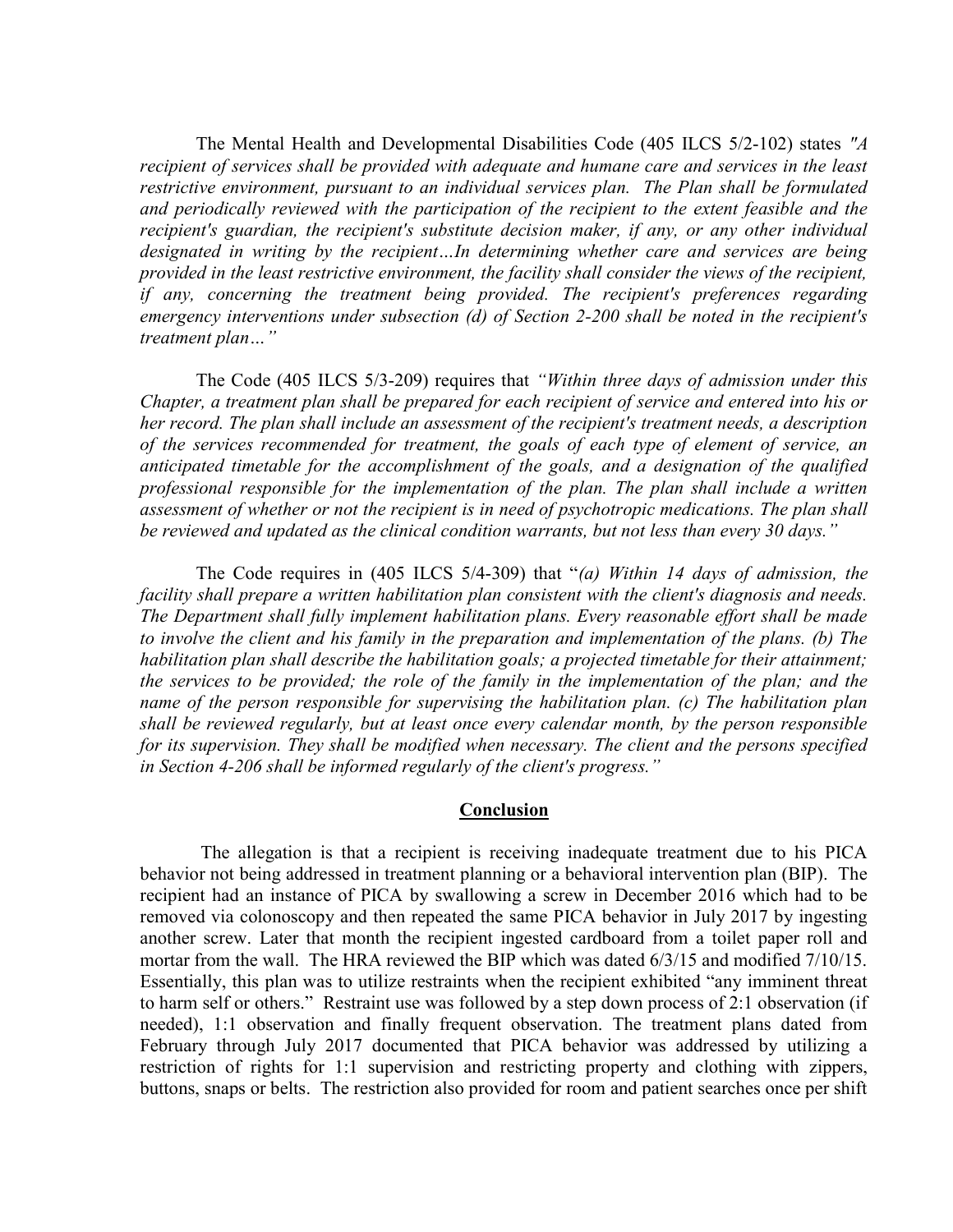The Mental Health and Developmental Disabilities Code (405 ILCS 5/2-102) states *"A recipient of services shall be provided with adequate and humane care and services in the least restrictive environment, pursuant to an individual services plan. The Plan shall be formulated and periodically reviewed with the participation of the recipient to the extent feasible and the recipient's guardian, the recipient's substitute decision maker, if any, or any other individual designated in writing by the recipient…In determining whether care and services are being provided in the least restrictive environment, the facility shall consider the views of the recipient, if any, concerning the treatment being provided. The recipient's preferences regarding emergency interventions under subsection (d) of Section 2-200 shall be noted in the recipient's treatment plan…"*

The Code (405 ILCS 5/3-209) requires that *"Within three days of admission under this Chapter, a treatment plan shall be prepared for each recipient of service and entered into his or her record. The plan shall include an assessment of the recipient's treatment needs, a description of the services recommended for treatment, the goals of each type of element of service, an anticipated timetable for the accomplishment of the goals, and a designation of the qualified professional responsible for the implementation of the plan. The plan shall include a written assessment of whether or not the recipient is in need of psychotropic medications. The plan shall be reviewed and updated as the clinical condition warrants, but not less than every 30 days."*

The Code requires in (405 ILCS 5/4-309) that "*(a) Within 14 days of admission, the facility shall prepare a written habilitation plan consistent with the client's diagnosis and needs. The Department shall fully implement habilitation plans. Every reasonable effort shall be made to involve the client and his family in the preparation and implementation of the plans. (b) The habilitation plan shall describe the habilitation goals; a projected timetable for their attainment; the services to be provided; the role of the family in the implementation of the plan; and the name of the person responsible for supervising the habilitation plan. (c) The habilitation plan shall be reviewed regularly, but at least once every calendar month, by the person responsible for its supervision. They shall be modified when necessary. The client and the persons specified in Section 4-206 shall be informed regularly of the client's progress."*

## Conclusion

The allegation is that a recipient is receiving inadequate treatment due to his PICA behavior not being addressed in treatment planning or a behavioral intervention plan (BIP). The recipient had an instance of PICA by swallowing a screw in December 2016 which had to be removed via colonoscopy and then repeated the same PICA behavior in July 2017 by ingesting another screw. Later that month the recipient ingested cardboard from a toilet paper roll and mortar from the wall. The HRA reviewed the BIP which was dated 6/3/15 and modified 7/10/15. Essentially, this plan was to utilize restraints when the recipient exhibited "any imminent threat to harm self or others." Restraint use was followed by a step down process of 2:1 observation (if needed), 1:1 observation and finally frequent observation. The treatment plans dated from February through July 2017 documented that PICA behavior was addressed by utilizing a restriction of rights for 1:1 supervision and restricting property and clothing with zippers, buttons, snaps or belts. The restriction also provided for room and patient searches once per shift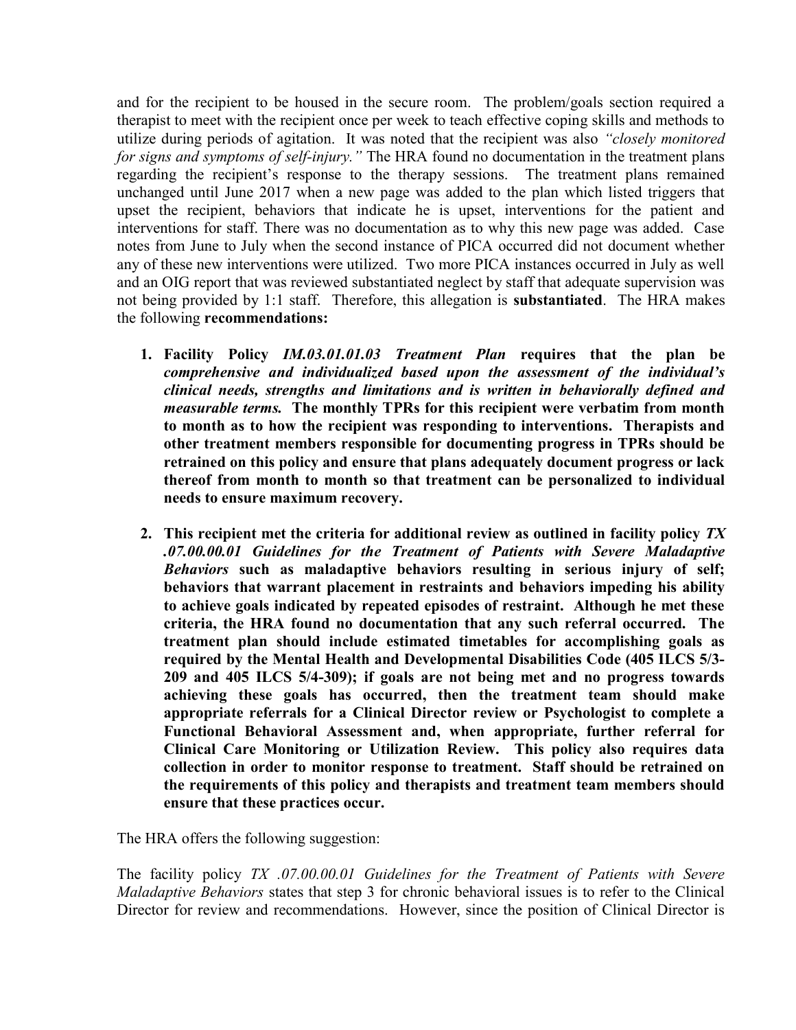and for the recipient to be housed in the secure room. The problem/goals section required a therapist to meet with the recipient once per week to teach effective coping skills and methods to utilize during periods of agitation. It was noted that the recipient was also *"closely monitored for signs and symptoms of self-injury."* The HRA found no documentation in the treatment plans regarding the recipient's response to the therapy sessions. The treatment plans remained unchanged until June 2017 when a new page was added to the plan which listed triggers that upset the recipient, behaviors that indicate he is upset, interventions for the patient and interventions for staff. There was no documentation as to why this new page was added. Case notes from June to July when the second instance of PICA occurred did not document whether any of these new interventions were utilized. Two more PICA instances occurred in July as well and an OIG report that was reviewed substantiated neglect by staff that adequate supervision was not being provided by 1:1 staff. Therefore, this allegation is **substantiated**. The HRA makes the following **recommendations:**

1. **Facility Policy *IM.03.01.01.03 Treatment Plan* requires that the plan be *comprehensive and individualized based upon the assessment of the individual's clinical needs, strengths and limitations and is written in behaviorally defined and measurable terms.* The monthly TPRs for this recipient were verbatim from month to month as to how the recipient was responding to interventions. Therapists and other treatment members responsible for documenting progress in TPRs should be retrained on this policy and ensure that plans adequately document progress or lack thereof from month to month so that treatment can be personalized to individual needs to ensure maximum recovery.**

2. **This recipient met the criteria for additional review as outlined in facility policy *TX .07.00.00.01 Guidelines for the Treatment of Patients with Severe Maladaptive Behaviors* such as maladaptive behaviors resulting in serious injury of self; behaviors that warrant placement in restraints and behaviors impeding his ability to achieve goals indicated by repeated episodes of restraint. Although he met these criteria, the HRA found no documentation that any such referral occurred. The treatment plan should include estimated timetables for accomplishing goals as required by the Mental Health and Developmental Disabilities Code (405 ILCS 5/3-209 and 405 ILCS 5/4-309); if goals are not being met and no progress towards achieving these goals has occurred, then the treatment team should make appropriate referrals for a Clinical Director review or Psychologist to complete a Functional Behavioral Assessment and, when appropriate, further referral for Clinical Care Monitoring or Utilization Review. This policy also requires data collection in order to monitor response to treatment. Staff should be retrained on the requirements of this policy and therapists and treatment team members should ensure that these practices occur.**

The HRA offers the following suggestion:

The facility policy *TX .07.00.00.01 Guidelines for the Treatment of Patients with Severe Maladaptive Behaviors* states that step 3 for chronic behavioral issues is to refer to the Clinical Director for review and recommendations. However, since the position of Clinical Director is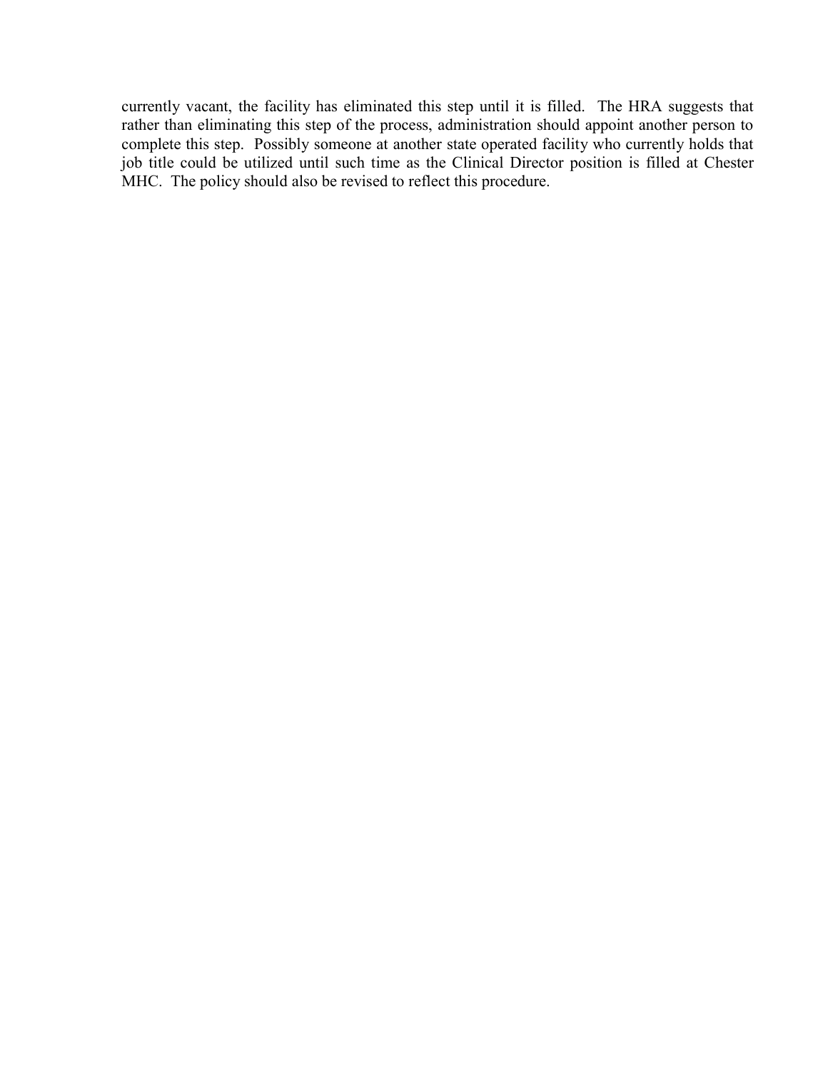currently vacant, the facility has eliminated this step until it is filled. The HRA suggests that rather than eliminating this step of the process, administration should appoint another person to complete this step. Possibly someone at another state operated facility who currently holds that job title could be utilized until such time as the Clinical Director position is filled at Chester MHC. The policy should also be revised to reflect this procedure.